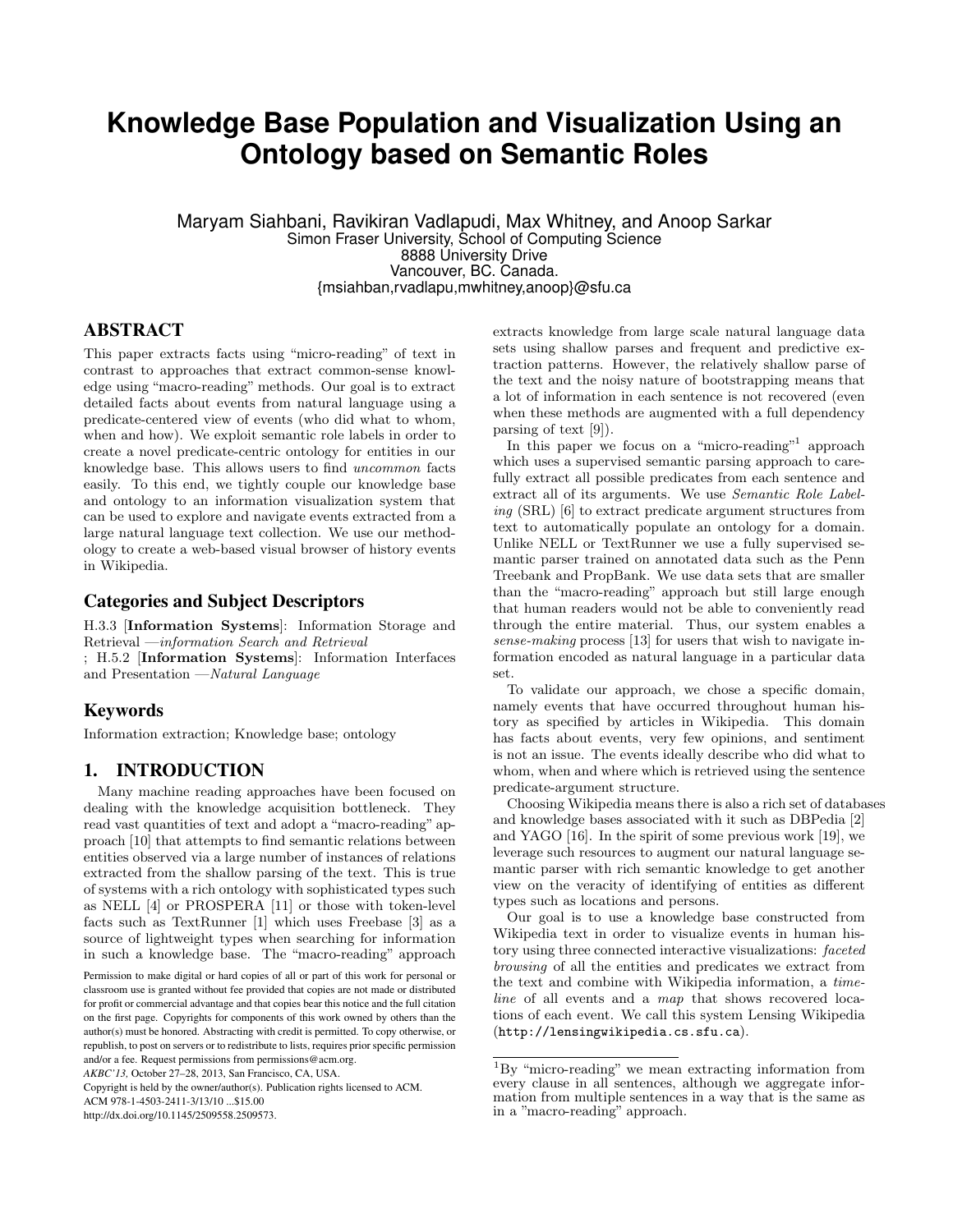# Knowledge Base Population and Visualization Using an Ontology based on Semantic Roles

Maryam Siahbani, Ravikiran Vadlapudi, Max Whitney, and Anoop Sarkar
Simon Fraser University, School of Computing Science
8888 University Drive
Vancouver, BC. Canada.
{msiahban,rvadlapu,mwhitney,anoop}@sfu.ca

## ABSTRACT

This paper extracts facts using "micro-reading" of text in contrast to approaches that extract common-sense knowledge using "macro-reading" methods. Our goal is to extract detailed facts about events from natural language using a predicate-centered view of events (who did what to whom, when and how). We exploit semantic role labels in order to create a novel predicate-centric ontology for entities in our knowledge base. This allows users to find *uncommon* facts easily. To this end, we tightly couple our knowledge base and ontology to an information visualization system that can be used to explore and navigate events extracted from a large natural language text collection. We use our methodology to create a web-based visual browser of history events in Wikipedia.

## Categories and Subject Descriptors

H.3.3 [**Information Systems**]: Information Storage and Retrieval —*information Search and Retrieval*
; H.5.2 [**Information Systems**]: Information Interfaces and Presentation —*Natural Language*

## Keywords

Information extraction; Knowledge base; ontology

## 1. INTRODUCTION

Many machine reading approaches have been focused on dealing with the knowledge acquisition bottleneck. They read vast quantities of text and adopt a "macro-reading" approach [10] that attempts to find semantic relations between entities observed via a large number of instances of relations extracted from the shallow parsing of the text. This is true of systems with a rich ontology with sophisticated types such as NELL [4] or PROSPERA [11] or those with token-level facts such as TextRunner [1] which uses Freebase [3] as a source of lightweight types when searching for information in such a knowledge base. The "macro-reading" approach extracts knowledge from large scale natural language data sets using shallow parses and frequent and predictive extraction patterns. However, the relatively shallow parse of the text and the noisy nature of bootstrapping means that a lot of information in each sentence is not recovered (even when these methods are augmented with a full dependency parsing of text [9]).

In this paper we focus on a "micro-reading"[1] approach which uses a supervised semantic parsing approach to carefully extract all possible predicates from each sentence and extract all of its arguments. We use *Semantic Role Labeling* (SRL) [6] to extract predicate argument structures from text to automatically populate an ontology for a domain. Unlike NELL or TextRunner we use a fully supervised semantic parser trained on annotated data such as the Penn Treebank and PropBank. We use data sets that are smaller than the "macro-reading" approach but still large enough that human readers would not be able to conveniently read through the entire material. Thus, our system enables a *sense-making* process [13] for users that wish to navigate information encoded as natural language in a particular data set.

To validate our approach, we chose a specific domain, namely events that have occurred throughout human history as specified by articles in Wikipedia. This domain has facts about events, very few opinions, and sentiment is not an issue. The events ideally describe who did what to whom, when and where which is retrieved using the sentence predicate-argument structure.

Choosing Wikipedia means there is also a rich set of databases and knowledge bases associated with it such as DBPedia [2] and YAGO [16]. In the spirit of some previous work [19], we leverage such resources to augment our natural language semantic parser with rich semantic knowledge to get another view on the veracity of identifying of entities as different types such as locations and persons.

Our goal is to use a knowledge base constructed from Wikipedia text in order to visualize events in human history using three connected interactive visualizations: *faceted browsing* of all the entities and predicates we extract from the text and combine with Wikipedia information, a *timeline* of all events and a *map* that shows recovered locations of each event. We call this system Lensing Wikipedia (`http://lensingwikipedia.cs.sfu.ca`).

[1] By "micro-reading" we mean extracting information from every clause in all sentences, although we aggregate information from multiple sentences in a way that is the same as in a "macro-reading" approach.

Permission to make digital or hard copies of all or part of this work for personal or classroom use is granted without fee provided that copies are not made or distributed for profit or commercial advantage and that copies bear this notice and the full citation on the first page. Copyrights for components of this work owned by others than the author(s) must be honored. Abstracting with credit is permitted. To copy otherwise, or republish, to post on servers or to redistribute to lists, requires prior specific permission and/or a fee. Request permissions from permissions@acm.org.
*AKBC'13,* October 27–28, 2013, San Francisco, CA, USA.
Copyright is held by the owner/author(s). Publication rights licensed to ACM.
ACM 978-1-4503-2411-3/13/10 ...$15.00
http://dx.doi.org/10.1145/2509558.2509573.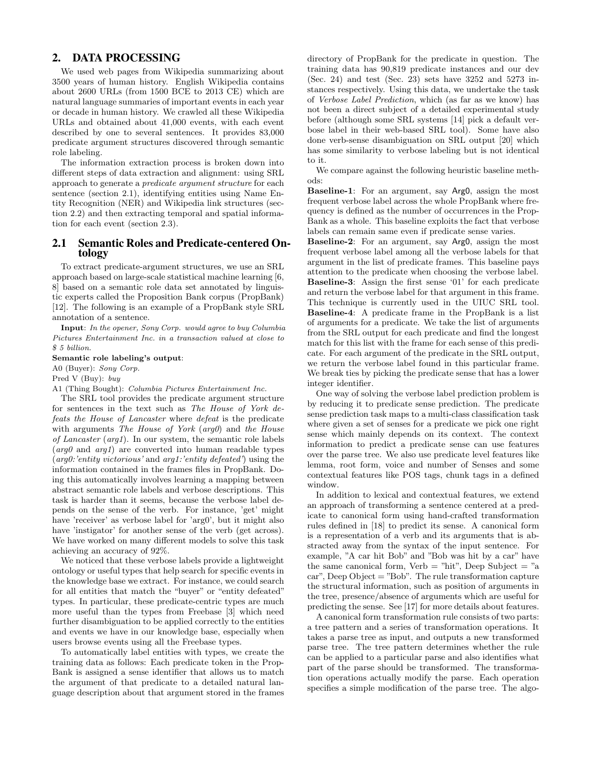## 2. DATA PROCESSING

We used web pages from Wikipedia summarizing about 3500 years of human history. English Wikipedia contains about 2600 URLs (from 1500 BCE to 2013 CE) which are natural language summaries of important events in each year or decade in human history. We crawled all these Wikipedia URLs and obtained about 41,000 events, with each event described by one to several sentences. It provides 83,000 predicate argument structures discovered through semantic role labeling.

The information extraction process is broken down into different steps of data extraction and alignment: using SRL approach to generate a *predicate argument structure* for each sentence (section 2.1), identifying entities using Name Entity Recognition (NER) and Wikipedia link structures (section 2.2) and then extracting temporal and spatial information for each event (section 2.3).

### 2.1 Semantic Roles and Predicate-centered Ontology

To extract predicate-argument structures, we use an SRL approach based on large-scale statistical machine learning [6, 8] based on a semantic role data set annotated by linguistic experts called the Proposition Bank corpus (PropBank) [12]. The following is an example of a PropBank style SRL annotation of a sentence.

**Input**: *In the opener, Sony Corp. would agree to buy Columbia Pictures Entertainment Inc. in a transaction valued at close to $ 5 billion.*

**Semantic role labeling's output**:

A0 (Buyer): *Sony Corp.*

Pred V (Buy): *buy*

A1 (Thing Bought): *Columbia Pictures Entertainment Inc.*

The SRL tool provides the predicate argument structure for sentences in the text such as *The House of York defeats the House of Lancaster* where *defeat* is the predicate with arguments *The House of York* (*arg0*) and *the House of Lancaster* (*arg1*). In our system, the semantic role labels (*arg0* and *arg1*) are converted into human readable types (*arg0:'entity victorious'* and *arg1:'entity defeated'*) using the information contained in the frames files in PropBank. Doing this automatically involves learning a mapping between abstract semantic role labels and verbose descriptions. This task is harder than it seems, because the verbose label depends on the sense of the verb. For instance, 'get' might have 'receiver' as verbose label for 'arg0', but it might also have 'instigator' for another sense of the verb (get across). We have worked on many different models to solve this task achieving an accuracy of 92%.

We noticed that these verbose labels provide a lightweight ontology or useful types that help search for specific events in the knowledge base we extract. For instance, we could search for all entities that match the "buyer" or "entity defeated" types. In particular, these predicate-centric types are much more useful than the types from Freebase [3] which need further disambiguation to be applied correctly to the entities and events we have in our knowledge base, especially when users browse events using all the Freebase types.

To automatically label entities with types, we create the training data as follows: Each predicate token in the PropBank is assigned a sense identifier that allows us to match the argument of that predicate to a detailed natural language description about that argument stored in the frames directory of PropBank for the predicate in question. The training data has 90,819 predicate instances and our dev (Sec. 24) and test (Sec. 23) sets have 3252 and 5273 instances respectively. Using this data, we undertake the task of *Verbose Label Prediction*, which (as far as we know) has not been a direct subject of a detailed experimental study before (although some SRL systems [14] pick a default verbose label in their web-based SRL tool). Some have also done verb-sense disambiguation on SRL output [20] which has some similarity to verbose labeling but is not identical to it.

We compare against the following heuristic baseline methods:

**Baseline-1**: For an argument, say Arg0, assign the most frequent verbose label across the whole PropBank where frequency is defined as the number of occurrences in the PropBank as a whole. This baseline exploits the fact that verbose labels can remain same even if predicate sense varies.

**Baseline-2**: For an argument, say Arg0, assign the most frequent verbose label among all the verbose labels for that argument in the list of predicate frames. This baseline pays attention to the predicate when choosing the verbose label.

**Baseline-3**: Assign the first sense '01' for each predicate and return the verbose label for that argument in this frame. This technique is currently used in the UIUC SRL tool.

**Baseline-4**: A predicate frame in the PropBank is a list of arguments for a predicate. We take the list of arguments from the SRL output for each predicate and find the longest match for this list with the frame for each sense of this predicate. For each argument of the predicate in the SRL output, we return the verbose label found in this particular frame. We break ties by picking the predicate sense that has a lower integer identifier.

One way of solving the verbose label prediction problem is by reducing it to predicate sense prediction. The predicate sense prediction task maps to a multi-class classification task where given a set of senses for a predicate we pick one right sense which mainly depends on its context. The context information to predict a predicate sense can use features over the parse tree. We also use predicate level features like lemma, root form, voice and number of Senses and some contextual features like POS tags, chunk tags in a defined window.

In addition to lexical and contextual features, we extend an approach of transforming a sentence centered at a predicate to canonical form using hand-crafted transformation rules defined in [18] to predict its sense. A canonical form is a representation of a verb and its arguments that is abstracted away from the syntax of the input sentence. For example, "A car hit Bob" and "Bob was hit by a car" have the same canonical form, Verb = "hit", Deep Subject = "a car", Deep Object = "Bob". The rule transformation capture the structural information, such as position of arguments in the tree, presence/absence of arguments which are useful for predicting the sense. See [17] for more details about features.

A canonical form transformation rule consists of two parts: a tree pattern and a series of transformation operations. It takes a parse tree as input, and outputs a new transformed parse tree. The tree pattern determines whether the rule can be applied to a particular parse and also identifies what part of the parse should be transformed. The transformation operations actually modify the parse. Each operation specifies a simple modification of the parse tree. The algo-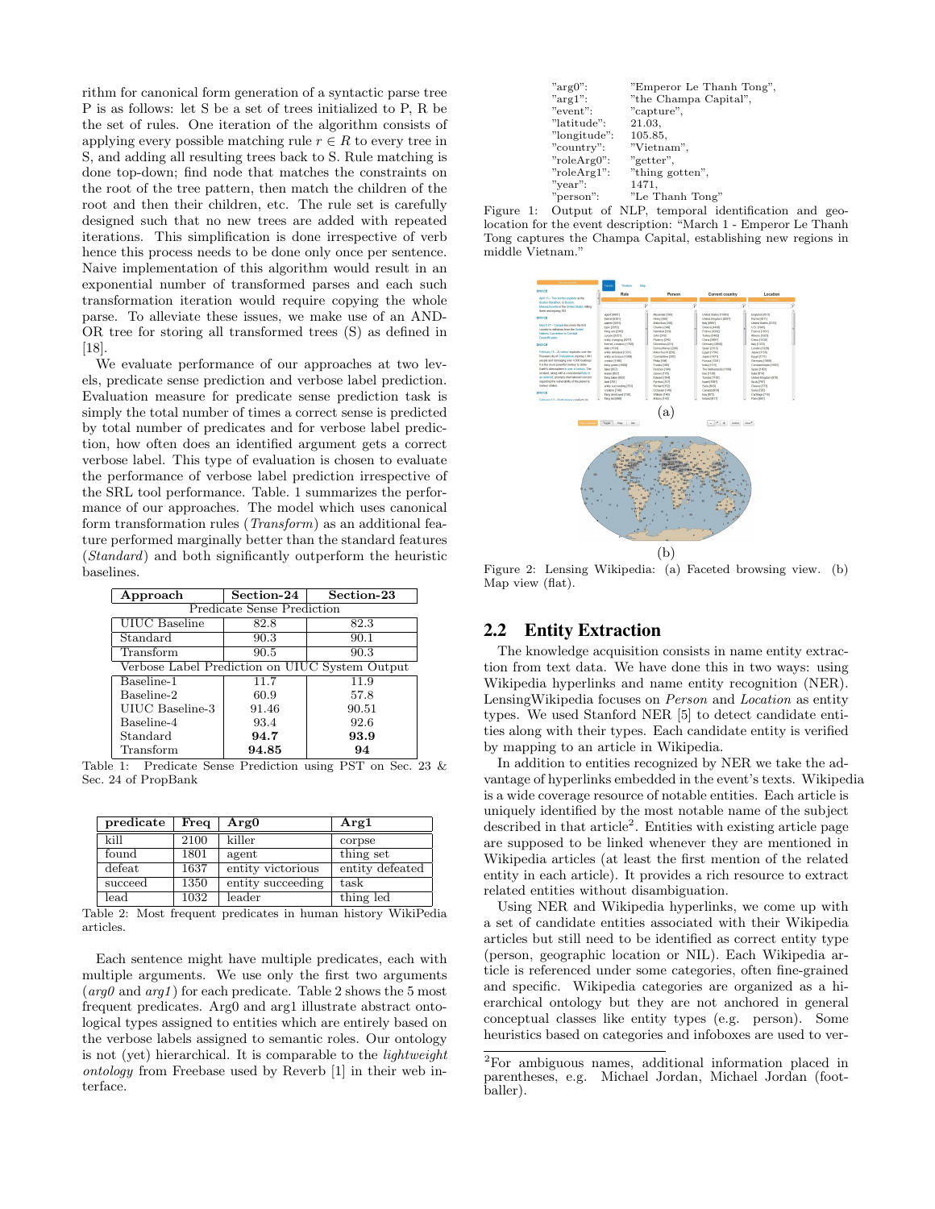rithm for canonical form generation of a syntactic parse tree P is as follows: let S be a set of trees initialized to P, R be the set of rules. One iteration of the algorithm consists of applying every possible matching rule $r \in R$ to every tree in S, and adding all resulting trees back to S. Rule matching is done top-down; find node that matches the constraints on the root of the tree pattern, then match the children of the root and then their children, etc. The rule set is carefully designed such that no new trees are added with repeated iterations. This simplification is done irrespective of verb hence this process needs to be done only once per sentence. Naive implementation of this algorithm would result in an exponential number of transformed parses and each such transformation iteration would require copying the whole parse. To alleviate these issues, we make use of an AND-OR tree for storing all transformed trees (S) as defined in [18].

We evaluate performance of our approaches at two levels, predicate sense prediction and verbose label prediction. Evaluation measure for predicate sense prediction task is simply the total number of times a correct sense is predicted by total number of predicates and for verbose label prediction, how often does an identified argument gets a correct verbose label. This type of evaluation is chosen to evaluate the performance of verbose label prediction irrespective of the SRL tool performance. Table. 1 summarizes the performance of our approaches. The model which uses canonical form transformation rules (*Transform*) as an additional feature performed marginally better than the standard features (*Standard*) and both significantly outperform the heuristic baselines.

| Approach | Section-24 | Section-23 |
|---|---|---|
| Predicate Sense Prediction | | |
| UIUC Baseline | 82.8 | 82.3 |
| Standard | 90.3 | 90.1 |
| Transform | 90.5 | 90.3 |
| Verbose Label Prediction on UIUC System Output | | |
| Baseline-1 | 11.7 | 11.9 |
| Baseline-2 | 60.9 | 57.8 |
| UIUC Baseline-3 | 91.46 | 90.51 |
| Baseline-4 | 93.4 | 92.6 |
| Standard | **94.7** | **93.9** |
| Transform | **94.85** | **94** |

Table 1: Predicate Sense Prediction using PST on Sec. 23 & Sec. 24 of PropBank

| predicate | Freq | Arg0 | Arg1 |
|---|---|---|---|
| kill | 2100 | killer | corpse |
| found | 1801 | agent | thing set |
| defeat | 1637 | entity victorious | entity defeated |
| succeed | 1350 | entity succeeding | task |
| lead | 1032 | leader | thing led |

Table 2: Most frequent predicates in human history WikiPedia articles.

Each sentence might have multiple predicates, each with multiple arguments. We use only the first two arguments (*arg0* and *arg1*) for each predicate. Table 2 shows the 5 most frequent predicates. Arg0 and arg1 illustrate abstract ontological types assigned to entities which are entirely based on the verbose labels assigned to semantic roles. Our ontology is not (yet) hierarchical. It is comparable to the *lightweight ontology* from Freebase used by Reverb [1] in their web interface.

```
"arg0":       "Emperor Le Thanh Tong",
"arg1":       "the Champa Capital",
"event":      "capture",
"latitude":   21.03,
"longitude":  105.85,
"country":    "Vietnam",
"roleArg0":   "getter",
"roleArg1":   "thing gotten",
"year":       1471,
"person":     "Le Thanh Tong"
```

Figure 1: Output of NLP, temporal identification and geolocation for the event description: "March 1 - Emperor Le Thanh Tong captures the Champa Capital, establishing new regions in middle Vietnam."

(a)

(b)

Figure 2: Lensing Wikipedia: (a) Faceted browsing view. (b) Map view (flat).

## 2.2 Entity Extraction

The knowledge acquisition consists in name entity extraction from text data. We have done this in two ways: using Wikipedia hyperlinks and name entity recognition (NER). LensingWikipedia focuses on *Person* and *Location* as entity types. We used Stanford NER [5] to detect candidate entities along with their types. Each candidate entity is verified by mapping to an article in Wikipedia.

In addition to entities recognized by NER we take the advantage of hyperlinks embedded in the event's texts. Wikipedia is a wide coverage resource of notable entities. Each article is uniquely identified by the most notable name of the subject described in that article[2]. Entities with existing article page are supposed to be linked whenever they are mentioned in Wikipedia articles (at least the first mention of the related entity in each article). It provides a rich resource to extract related entities without disambiguation.

Using NER and Wikipedia hyperlinks, we come up with a set of candidate entities associated with their Wikipedia articles but still need to be identified as correct entity type (person, geographic location or NIL). Each Wikipedia article is referenced under some categories, often fine-grained and specific. Wikipedia categories are organized as a hierarchical ontology but they are not anchored in general conceptual classes like entity types (e.g. person). Some heuristics based on categories and infoboxes are used to ver-

[2]For ambiguous names, additional information placed in parentheses, e.g. Michael Jordan, Michael Jordan (footballer).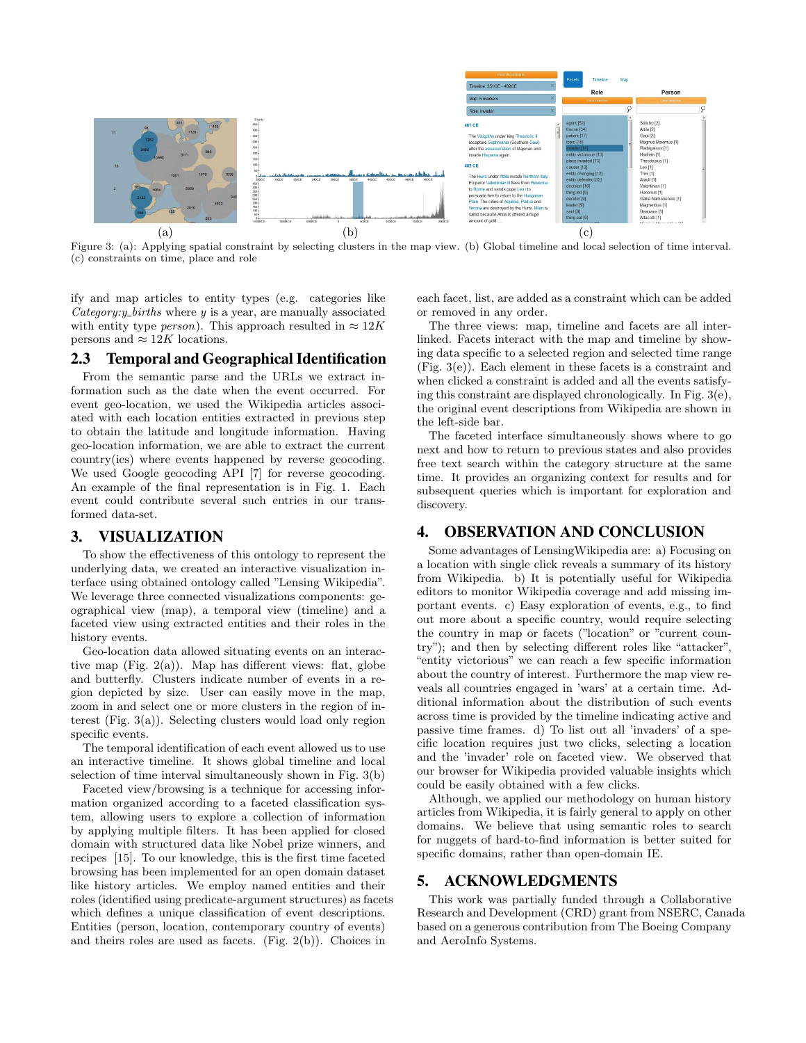Figure 3: (a): Applying spatial constraint by selecting clusters in the map view. (b) Global timeline and local selection of time interval. (c) constraints on time, place and role

ify and map articles to entity types (e.g. categories like *Category:y_births* where *y* is a year, are manually associated with entity type *person*). This approach resulted in $\approx 12K$ persons and $\approx 12K$ locations.

## 2.3 Temporal and Geographical Identification

From the semantic parse and the URLs we extract information such as the date when the event occurred. For event geo-location, we used the Wikipedia articles associated with each location entities extracted in previous step to obtain the latitude and longitude information. Having geo-location information, we are able to extract the current country(ies) where events happened by reverse geocoding. We used Google geocoding API [7] for reverse geocoding. An example of the final representation is in Fig. 1. Each event could contribute several such entries in our transformed data-set.

# 3. VISUALIZATION

To show the effectiveness of this ontology to represent the underlying data, we created an interactive visualization interface using obtained ontology called "Lensing Wikipedia". We leverage three connected visualizations components: geographical view (map), a temporal view (timeline) and a faceted view using extracted entities and their roles in the history events.

Geo-location data allowed situating events on an interactive map (Fig. 2(a)). Map has different views: flat, globe and butterfly. Clusters indicate number of events in a region depicted by size. User can easily move in the map, zoom in and select one or more clusters in the region of interest (Fig. 3(a)). Selecting clusters would load only region specific events.

The temporal identification of each event allowed us to use an interactive timeline. It shows global timeline and local selection of time interval simultaneously shown in Fig. 3(b)

Faceted view/browsing is a technique for accessing information organized according to a faceted classification system, allowing users to explore a collection of information by applying multiple filters. It has been applied for closed domain with structured data like Nobel prize winners, and recipes [15]. To our knowledge, this is the first time faceted browsing has been implemented for an open domain dataset like history articles. We employ named entities and their roles (identified using predicate-argument structures) as facets which defines a unique classification of event descriptions. Entities (person, location, contemporary country of events) and theirs roles are used as facets. (Fig. 2(b)). Choices in each facet, list, are added as a constraint which can be added or removed in any order.

The three views: map, timeline and facets are all interlinked. Facets interact with the map and timeline by showing data specific to a selected region and selected time range (Fig. 3(e)). Each element in these facets is a constraint and when clicked a constraint is added and all the events satisfying this constraint are displayed chronologically. In Fig. 3(e), the original event descriptions from Wikipedia are shown in the left-side bar.

The faceted interface simultaneously shows where to go next and how to return to previous states and also provides free text search within the category structure at the same time. It provides an organizing context for results and for subsequent queries which is important for exploration and discovery.

# 4. OBSERVATION AND CONCLUSION

Some advantages of LensingWikipedia are: a) Focusing on a location with single click reveals a summary of its history from Wikipedia. b) It is potentially useful for Wikipedia editors to monitor Wikipedia coverage and add missing important events. c) Easy exploration of events, e.g., to find out more about a specific country, would require selecting the country in map or facets ("location" or "current country"); and then by selecting different roles like "attacker", "entity victorious" we can reach a few specific information about the country of interest. Furthermore the map view reveals all countries engaged in 'wars' at a certain time. Additional information about the distribution of such events across time is provided by the timeline indicating active and passive time frames. d) To list out all 'invaders' of a specific location requires just two clicks, selecting a location and the 'invader' role on faceted view. We observed that our browser for Wikipedia provided valuable insights which could be easily obtained with a few clicks.

Although, we applied our methodology on human history articles from Wikipedia, it is fairly general to apply on other domains. We believe that using semantic roles to search for nuggets of hard-to-find information is better suited for specific domains, rather than open-domain IE.

# 5. ACKNOWLEDGMENTS

This work was partially funded through a Collaborative Research and Development (CRD) grant from NSERC, Canada based on a generous contribution from The Boeing Company and AeroInfo Systems.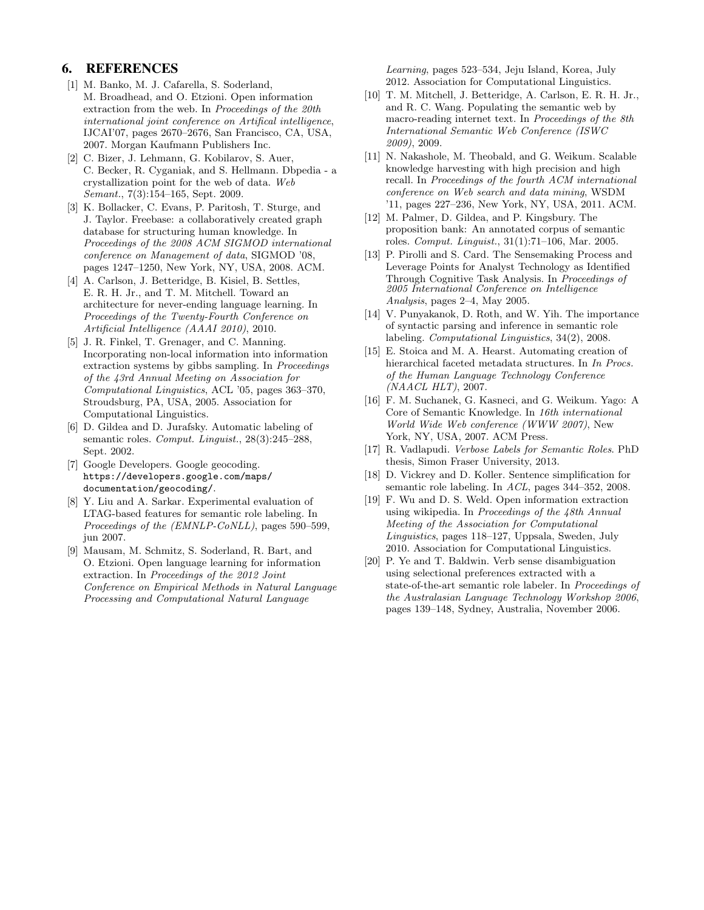## 6. REFERENCES

[1] M. Banko, M. J. Cafarella, S. Soderland, M. Broadhead, and O. Etzioni. Open information extraction from the web. In *Proceedings of the 20th international joint conference on Artifical intelligence*, IJCAI'07, pages 2670–2676, San Francisco, CA, USA, 2007. Morgan Kaufmann Publishers Inc.

[2] C. Bizer, J. Lehmann, G. Kobilarov, S. Auer, C. Becker, R. Cyganiak, and S. Hellmann. Dbpedia - a crystallization point for the web of data. *Web Semant.*, 7(3):154–165, Sept. 2009.

[3] K. Bollacker, C. Evans, P. Paritosh, T. Sturge, and J. Taylor. Freebase: a collaboratively created graph database for structuring human knowledge. In *Proceedings of the 2008 ACM SIGMOD international conference on Management of data*, SIGMOD '08, pages 1247–1250, New York, NY, USA, 2008. ACM.

[4] A. Carlson, J. Betteridge, B. Kisiel, B. Settles, E. R. H. Jr., and T. M. Mitchell. Toward an architecture for never-ending language learning. In *Proceedings of the Twenty-Fourth Conference on Artificial Intelligence (AAAI 2010)*, 2010.

[5] J. R. Finkel, T. Grenager, and C. Manning. Incorporating non-local information into information extraction systems by gibbs sampling. In *Proceedings of the 43rd Annual Meeting on Association for Computational Linguistics*, ACL '05, pages 363–370, Stroudsburg, PA, USA, 2005. Association for Computational Linguistics.

[6] D. Gildea and D. Jurafsky. Automatic labeling of semantic roles. *Comput. Linguist.*, 28(3):245–288, Sept. 2002.

[7] Google Developers. Google geocoding. `https://developers.google.com/maps/documentation/geocoding/`.

[8] Y. Liu and A. Sarkar. Experimental evaluation of LTAG-based features for semantic role labeling. In *Proceedings of the (EMNLP-CoNLL)*, pages 590–599, jun 2007.

[9] Mausam, M. Schmitz, S. Soderland, R. Bart, and O. Etzioni. Open language learning for information extraction. In *Proceedings of the 2012 Joint Conference on Empirical Methods in Natural Language Processing and Computational Natural Language Learning*, pages 523–534, Jeju Island, Korea, July 2012. Association for Computational Linguistics.

[10] T. M. Mitchell, J. Betteridge, A. Carlson, E. R. H. Jr., and R. C. Wang. Populating the semantic web by macro-reading internet text. In *Proceedings of the 8th International Semantic Web Conference (ISWC 2009)*, 2009.

[11] N. Nakashole, M. Theobald, and G. Weikum. Scalable knowledge harvesting with high precision and high recall. In *Proceedings of the fourth ACM international conference on Web search and data mining*, WSDM '11, pages 227–236, New York, NY, USA, 2011. ACM.

[12] M. Palmer, D. Gildea, and P. Kingsbury. The proposition bank: An annotated corpus of semantic roles. *Comput. Linguist.*, 31(1):71–106, Mar. 2005.

[13] P. Pirolli and S. Card. The Sensemaking Process and Leverage Points for Analyst Technology as Identified Through Cognitive Task Analysis. In *Proceedings of 2005 International Conference on Intelligence Analysis*, pages 2–4, May 2005.

[14] V. Punyakanok, D. Roth, and W. Yih. The importance of syntactic parsing and inference in semantic role labeling. *Computational Linguistics*, 34(2), 2008.

[15] E. Stoica and M. A. Hearst. Automating creation of hierarchical faceted metadata structures. In *In Procs. of the Human Language Technology Conference (NAACL HLT)*, 2007.

[16] F. M. Suchanek, G. Kasneci, and G. Weikum. Yago: A Core of Semantic Knowledge. In *16th international World Wide Web conference (WWW 2007)*, New York, NY, USA, 2007. ACM Press.

[17] R. Vadlapudi. *Verbose Labels for Semantic Roles*. PhD thesis, Simon Fraser University, 2013.

[18] D. Vickrey and D. Koller. Sentence simplification for semantic role labeling. In *ACL*, pages 344–352, 2008.

[19] F. Wu and D. S. Weld. Open information extraction using wikipedia. In *Proceedings of the 48th Annual Meeting of the Association for Computational Linguistics*, pages 118–127, Uppsala, Sweden, July 2010. Association for Computational Linguistics.

[20] P. Ye and T. Baldwin. Verb sense disambiguation using selectional preferences extracted with a state-of-the-art semantic role labeler. In *Proceedings of the Australasian Language Technology Workshop 2006*, pages 139–148, Sydney, Australia, November 2006.